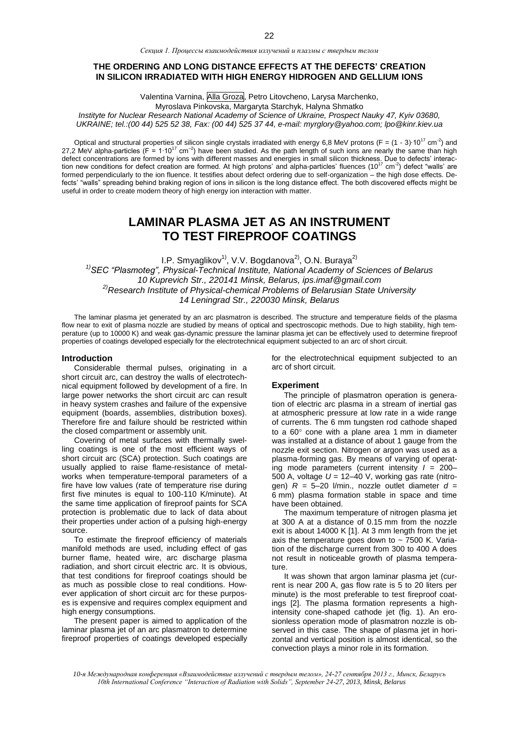### THE ORDERING AND LONG DISTANCE EFFECTS AT THE DEFECTS' CREATION IN SILICON IRRADIATED WITH HIGH ENERGY HIDROGEN AND GELLIUM IONS

Valentina Varnina, Alla Groza, Petro Litovcheno, Larysa Marchenko,
Myroslava Pinkovska, Margaryta Starchyk, Halyna Shmatko

*Instityte for Nuclear Research National Academy of Science of Ukraine, Prospect Nauky 47, Kyiv 03680, UKRAINE; tel.:(00 44) 525 52 38, Fax: (00 44) 525 37 44, e-mail: myrglory@yahoo.com; lpo@kinr.kiev.ua*

Optical and structural properties of silicon single crystals irradiated with energy 6,8 MeV protons ($F = (1 - 3)\cdot10^{17}$ cm$^{-2}$) and 27,2 MeV alpha-particles ($F = 1\cdot10^{17}$ cm$^{-2}$) have been studied. As the path length of such ions are nearly the same than high defect concentrations are formed by ions with different masses and energies in small silicon thickness. Due to defects' interaction new conditions for defect creation are formed. At high protons' and alpha-particles' fluences ($10^{17}$ cm$^{-2}$) defect "walls' are formed perpendicularly to the ion fluence. It testifies about defect ordering due to self-organization – the high dose effects. Defects' "walls" spreading behind braking region of ions in silicon is the long distance effect. The both discovered effects might be useful in order to create modern theory of high energy ion interaction with matter.

# LAMINAR PLASMA JET AS AN INSTRUMENT TO TEST FIREPROOF COATINGS

I.P. Smyaglikov[1)], V.V. Bogdanova[2)], O.N. Buraya[2)]

[1)]*SEC "Plasmoteg", Physical-Technical Institute, National Academy of Sciences of Belarus 10 Kuprevich Str., 220141 Minsk, Belarus, ips.imaf@gmail.com*
[2)]*Research Institute of Physical-chemical Problems of Belarusian State University 14 Leningrad Str., 220030 Minsk, Belarus*

The laminar plasma jet generated by an arc plasmatron is described. The structure and temperature fields of the plasma flow near to exit of plasma nozzle are studied by means of optical and spectroscopic methods. Due to high stability, high temperature (up to 10000 K) and weak gas-dynamic pressure the laminar plasma jet can be effectively used to determine fireproof properties of coatings developed especially for the electrotechnical equipment subjected to an arc of short circuit.

## Introduction

Considerable thermal pulses, originating in a short circuit arc, can destroy the walls of electrotechnical equipment followed by development of a fire. In large power networks the short circuit arc can result in heavy system crashes and failure of the expensive equipment (boards, assemblies, distribution boxes). Therefore fire and failure should be restricted within the closed compartment or assembly unit.

Covering of metal surfaces with thermally swelling coatings is one of the most efficient ways of short circuit arc (SCA) protection. Such coatings are usually applied to raise flame-resistance of metalworks when temperature-temporal parameters of a fire have low values (rate of temperature rise during first five minutes is equal to 100-110 K/minute). At the same time application of fireproof paints for SCA protection is problematic due to lack of data about their properties under action of a pulsing high-energy source.

To estimate the fireproof efficiency of materials manifold methods are used, including effect of gas burner flame, heated wire, arc discharge plasma radiation, and short circuit electric arc. It is obvious, that test conditions for fireproof coatings should be as much as possible close to real conditions. However application of short circuit arc for these purposes is expensive and requires complex equipment and high energy consumptions.

The present paper is aimed to application of the laminar plasma jet of an arc plasmatron to determine fireproof properties of coatings developed especially for the electrotechnical equipment subjected to an arc of short circuit.

## Experiment

The principle of plasmatron operation is generation of electric arc plasma in a stream of inertial gas at atmospheric pressure at low rate in a wide range of currents. The 6 mm tungsten rod cathode shaped to a 60° cone with a plane area 1 mm in diameter was installed at a distance of about 1 gauge from the nozzle exit section. Nitrogen or argon was used as a plasma-forming gas. By means of varying of operating mode parameters (current intensity $I$ = 200–500 A, voltage $U$ = 12–40 V, working gas rate (nitrogen) $R$ = 5–20 l/min., nozzle outlet diameter $d$ = 6 mm) plasma formation stable in space and time have been obtained.

The maximum temperature of nitrogen plasma jet at 300 A at a distance of 0.15 mm from the nozzle exit is about 14000 K [1]. At 3 mm length from the jet axis the temperature goes down to ~ 7500 K. Variation of the discharge current from 300 to 400 A does not result in noticeable growth of plasma temperature.

It was shown that argon laminar plasma jet (current is near 200 A, gas flow rate is 5 to 20 liters per minute) is the most preferable to test fireproof coatings [2]. The plasma formation represents a high-intensity cone-shaped cathode jet (fig. 1). An erosionless operation mode of plasmatron nozzle is observed in this case. The shape of plasma jet in horizontal and vertical position is almost identical, so the convection plays a minor role in its formation.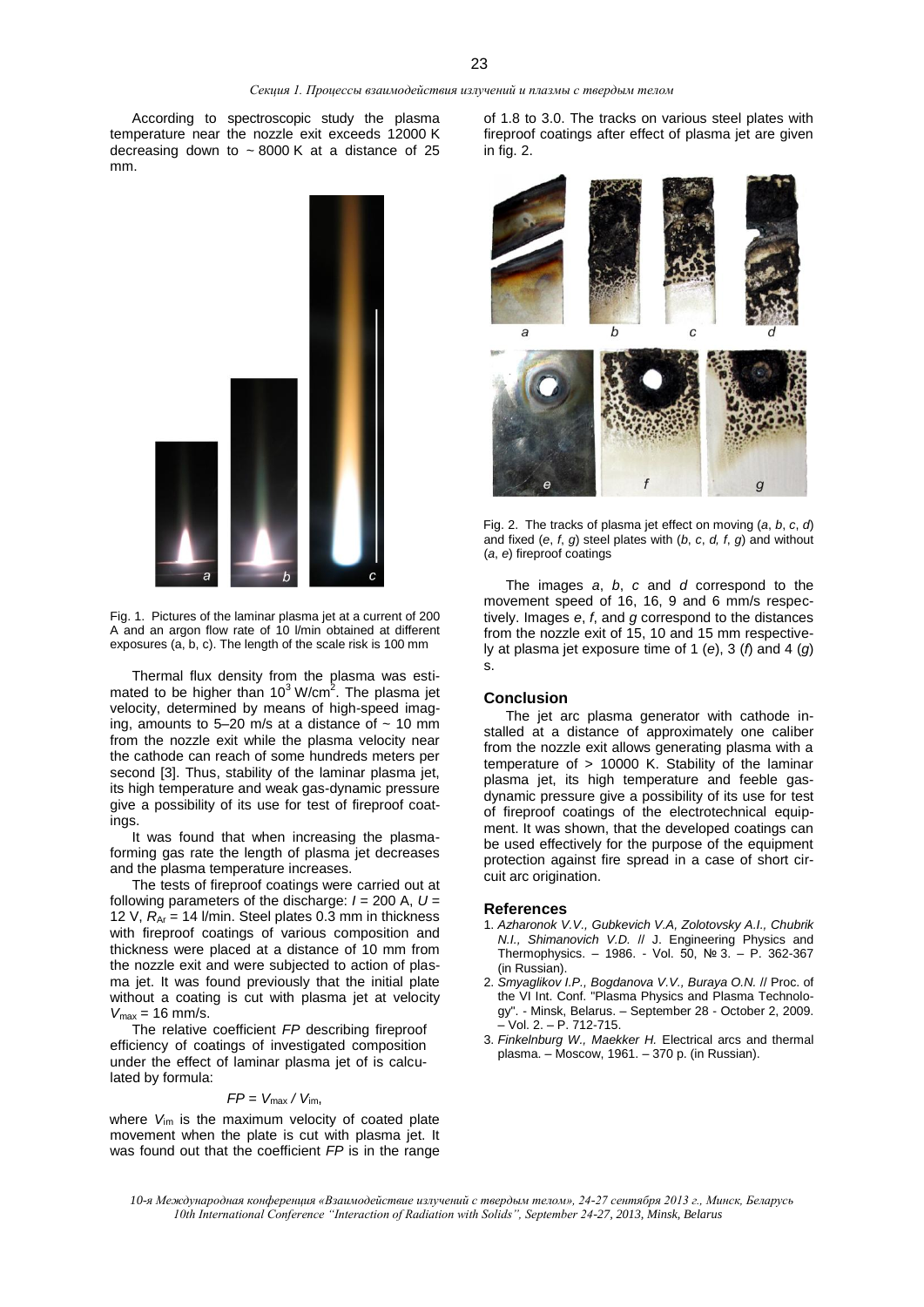According to spectroscopic study the plasma temperature near the nozzle exit exceeds 12000 K decreasing down to ~ 8000 K at a distance of 25 mm.

a b c

Fig. 1. Pictures of the laminar plasma jet at a current of 200 A and an argon flow rate of 10 l/min obtained at different exposures (a, b, c). The length of the scale risk is 100 mm

Thermal flux density from the plasma was estimated to be higher than $10^3$ W/cm$^2$. The plasma jet velocity, determined by means of high-speed imaging, amounts to 5–20 m/s at a distance of ~ 10 mm from the nozzle exit while the plasma velocity near the cathode can reach of some hundreds meters per second [3]. Thus, stability of the laminar plasma jet, its high temperature and weak gas-dynamic pressure give a possibility of its use for test of fireproof coatings.

It was found that when increasing the plasma-forming gas rate the length of plasma jet decreases and the plasma temperature increases.

The tests of fireproof coatings were carried out at following parameters of the discharge: $I$ = 200 A, $U$ = 12 V, $R_{Ar}$ = 14 l/min. Steel plates 0.3 mm in thickness with fireproof coatings of various composition and thickness were placed at a distance of 10 mm from the nozzle exit and were subjected to action of plasma jet. It was found previously that the initial plate without a coating is cut with plasma jet at velocity $V_{max}$ = 16 mm/s.

The relative coefficient *FP* describing fireproof efficiency of coatings of investigated composition under the effect of laminar plasma jet of is calculated by formula:

$$FP = V_{max} / V_{im},$$

where $V_{im}$ is the maximum velocity of coated plate movement when the plate is cut with plasma jet. It was found out that the coefficient *FP* is in the range of 1.8 to 3.0. The tracks on various steel plates with fireproof coatings after effect of plasma jet are given in fig. 2.

a b c d

e f g

Fig. 2. The tracks of plasma jet effect on moving (*a*, *b*, *c*, *d*) and fixed (*e*, *f*, *g*) steel plates with (*b*, *c*, *d, f*, *g*) and without (*a*, *e*) fireproof coatings

The images *a*, *b*, *c* and *d* correspond to the movement speed of 16, 16, 9 and 6 mm/s respectively. Images *e*, *f*, and *g* correspond to the distances from the nozzle exit of 15, 10 and 15 mm respectively at plasma jet exposure time of 1 (*e*), 3 (*f*) and 4 (*g*) s.

## Conclusion

The jet arc plasma generator with cathode installed at a distance of approximately one caliber from the nozzle exit allows generating plasma with a temperature of > 10000 K. Stability of the laminar plasma jet, its high temperature and feeble gas-dynamic pressure give a possibility of its use for test of fireproof coatings of the electrotechnical equipment. It was shown, that the developed coatings can be used effectively for the purpose of the equipment protection against fire spread in a case of short circuit arc origination.

## References

1. *Azharonok V.V., Gubkevich V.A, Zolotovsky A.I., Chubrik N.I., Shimanovich V.D.* // J. Engineering Physics and Thermophysics. – 1986. - Vol. 50, № 3. – P. 362-367 (in Russian).
2. *Smyaglikov I.P., Bogdanova V.V., Buraya O.N.* // Proc. of the VI Int. Conf. "Plasma Physics and Plasma Technology". - Minsk, Belarus. – September 28 - October 2, 2009. – Vol. 2. – P. 712-715.
3. *Finkelnburg W., Maekker H.* Electrical arcs and thermal plasma. – Moscow, 1961. – 370 p. (in Russian).